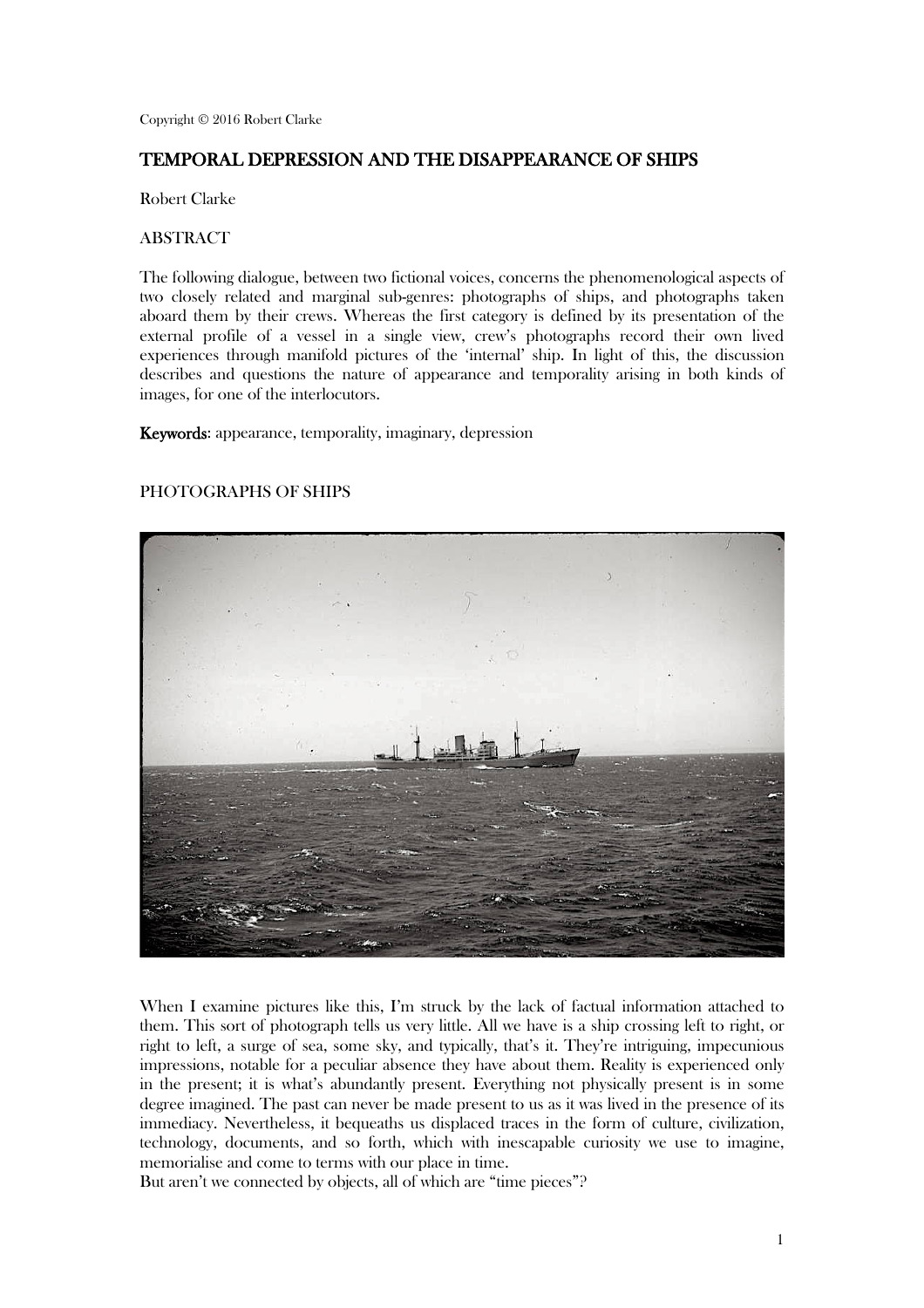Copyright © 2016 Robert Clarke

# TEMPORAL DEPRESSION AND THE DISAPPEARANCE OF SHIPS

Robert Clarke

## ABSTRACT

The following dialogue, between two fictional voices, concerns the phenomenological aspects of two closely related and marginal sub-genres: photographs of ships, and photographs taken aboard them by their crews. Whereas the first category is defined by its presentation of the external profile of a vessel in a single view, crew's photographs record their own lived experiences through manifold pictures of the 'internal' ship. In light of this, the discussion describes and questions the nature of appearance and temporality arising in both kinds of images, for one of the interlocutors.

**Keywords**: appearance, temporality, imaginary, depression

## PHOTOGRAPHS OF SHIPS

When I examine pictures like this, I'm struck by the lack of factual information attached to them. This sort of photograph tells us very little. All we have is a ship crossing left to right, or right to left, a surge of sea, some sky, and typically, that's it. They're intriguing, impecunious impressions, notable for a peculiar absence they have about them. Reality is experienced only in the present; it is what's abundantly present. Everything not physically present is in some degree imagined. The past can never be made present to us as it was lived in the presence of its immediacy. Nevertheless, it bequeaths us displaced traces in the form of culture, civilization, technology, documents, and so forth, which with inescapable curiosity we use to imagine, memorialise and come to terms with our place in time.

But aren't we connected by objects, all of which are "time pieces"?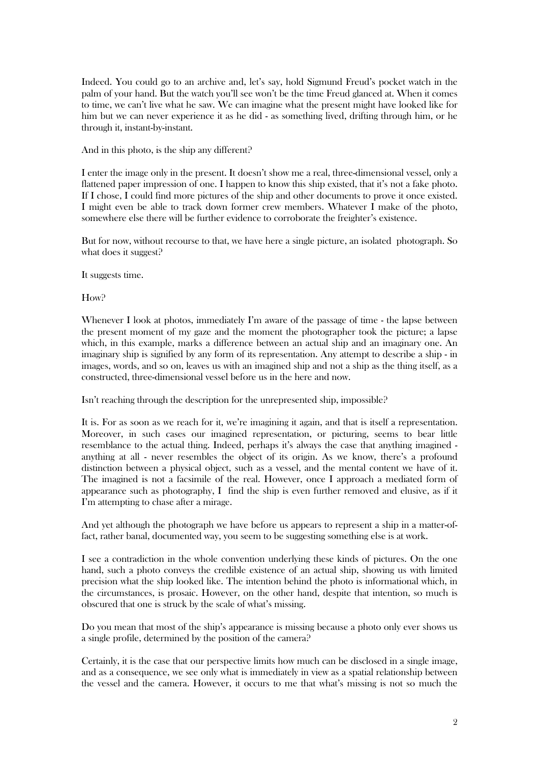Indeed. You could go to an archive and, let's say, hold Sigmund Freud's pocket watch in the palm of your hand. But the watch you'll see won't be the time Freud glanced at. When it comes to time, we can't live what he saw. We can imagine what the present might have looked like for him but we can never experience it as he did - as something lived, drifting through him, or he through it, instant-by-instant.

And in this photo, is the ship any different?

I enter the image only in the present. It doesn't show me a real, three-dimensional vessel, only a flattened paper impression of one. I happen to know this ship existed, that it's not a fake photo. If I chose, I could find more pictures of the ship and other documents to prove it once existed. I might even be able to track down former crew members. Whatever I make of the photo, somewhere else there will be further evidence to corroborate the freighter's existence.

But for now, without recourse to that, we have here a single picture, an isolated photograph. So what does it suggest?

It suggests time.

How?

Whenever I look at photos, immediately I'm aware of the passage of time - the lapse between the present moment of my gaze and the moment the photographer took the picture; a lapse which, in this example, marks a difference between an actual ship and an imaginary one. An imaginary ship is signified by any form of its representation. Any attempt to describe a ship - in images, words, and so on, leaves us with an imagined ship and not a ship as the thing itself, as a constructed, three-dimensional vessel before us in the here and now.

Isn't reaching through the description for the unrepresented ship, impossible?

It is. For as soon as we reach for it, we're imagining it again, and that is itself a representation. Moreover, in such cases our imagined representation, or picturing, seems to bear little resemblance to the actual thing. Indeed, perhaps it's always the case that anything imagined - anything at all - never resembles the object of its origin. As we know, there's a profound distinction between a physical object, such as a vessel, and the mental content we have of it. The imagined is not a facsimile of the real. However, once I approach a mediated form of appearance such as photography, I find the ship is even further removed and elusive, as if it I'm attempting to chase after a mirage.

And yet although the photograph we have before us appears to represent a ship in a matter-of-fact, rather banal, documented way, you seem to be suggesting something else is at work.

I see a contradiction in the whole convention underlying these kinds of pictures. On the one hand, such a photo conveys the credible existence of an actual ship, showing us with limited precision what the ship looked like. The intention behind the photo is informational which, in the circumstances, is prosaic. However, on the other hand, despite that intention, so much is obscured that one is struck by the scale of what's missing.

Do you mean that most of the ship's appearance is missing because a photo only ever shows us a single profile, determined by the position of the camera?

Certainly, it is the case that our perspective limits how much can be disclosed in a single image, and as a consequence, we see only what is immediately in view as a spatial relationship between the vessel and the camera. However, it occurs to me that what's missing is not so much the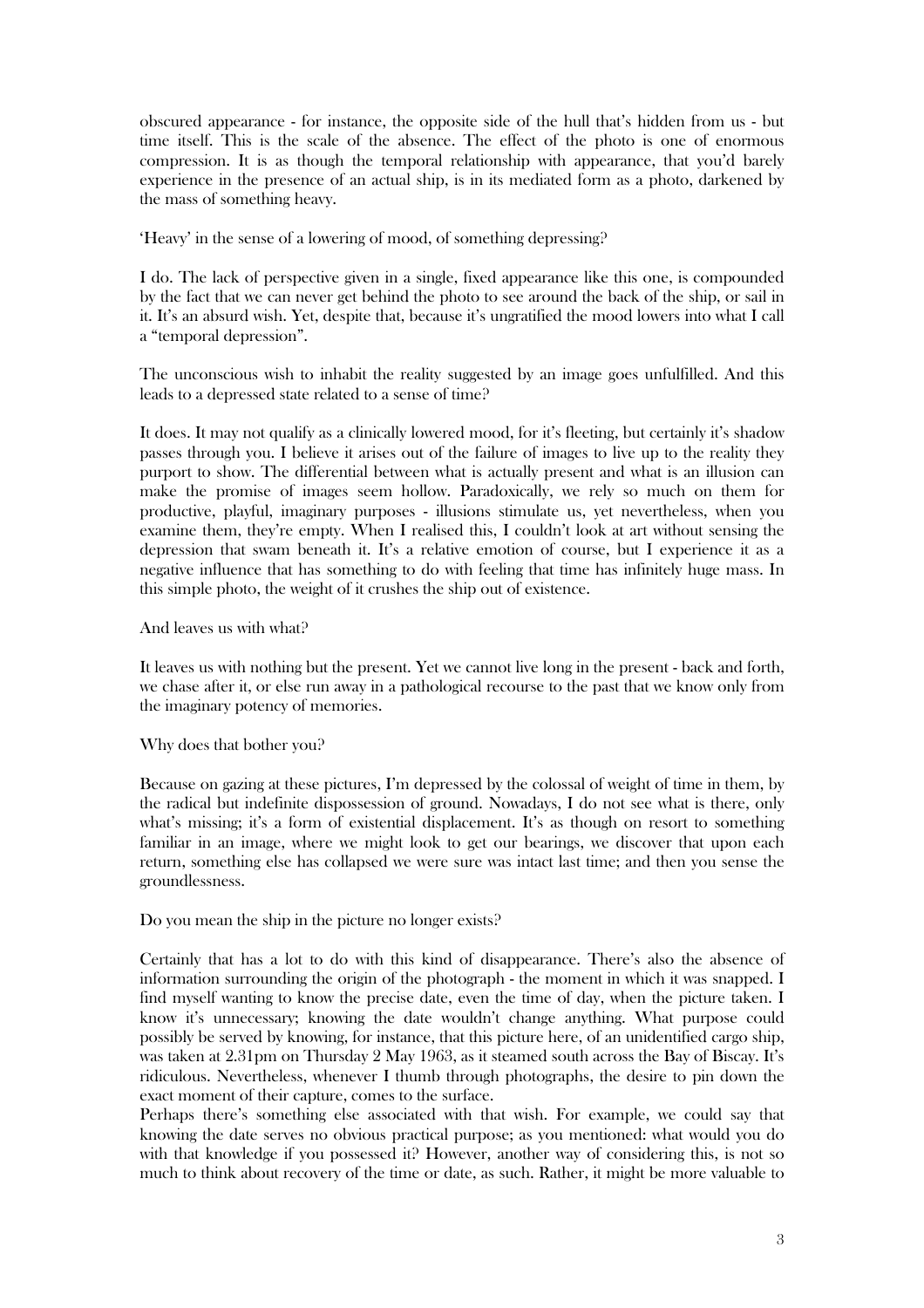obscured appearance - for instance, the opposite side of the hull that's hidden from us - but time itself. This is the scale of the absence. The effect of the photo is one of enormous compression. It is as though the temporal relationship with appearance, that you'd barely experience in the presence of an actual ship, is in its mediated form as a photo, darkened by the mass of something heavy.

'Heavy' in the sense of a lowering of mood, of something depressing?

I do. The lack of perspective given in a single, fixed appearance like this one, is compounded by the fact that we can never get behind the photo to see around the back of the ship, or sail in it. It's an absurd wish. Yet, despite that, because it's ungratified the mood lowers into what I call a "temporal depression".

The unconscious wish to inhabit the reality suggested by an image goes unfulfilled. And this leads to a depressed state related to a sense of time?

It does. It may not qualify as a clinically lowered mood, for it's fleeting, but certainly it's shadow passes through you. I believe it arises out of the failure of images to live up to the reality they purport to show. The differential between what is actually present and what is an illusion can make the promise of images seem hollow. Paradoxically, we rely so much on them for productive, playful, imaginary purposes - illusions stimulate us, yet nevertheless, when you examine them, they're empty. When I realised this, I couldn't look at art without sensing the depression that swam beneath it. It's a relative emotion of course, but I experience it as a negative influence that has something to do with feeling that time has infinitely huge mass. In this simple photo, the weight of it crushes the ship out of existence.

And leaves us with what?

It leaves us with nothing but the present. Yet we cannot live long in the present - back and forth, we chase after it, or else run away in a pathological recourse to the past that we know only from the imaginary potency of memories.

Why does that bother you?

Because on gazing at these pictures, I'm depressed by the colossal of weight of time in them, by the radical but indefinite dispossession of ground. Nowadays, I do not see what is there, only what's missing; it's a form of existential displacement. It's as though on resort to something familiar in an image, where we might look to get our bearings, we discover that upon each return, something else has collapsed we were sure was intact last time; and then you sense the groundlessness.

Do you mean the ship in the picture no longer exists?

Certainly that has a lot to do with this kind of disappearance. There's also the absence of information surrounding the origin of the photograph - the moment in which it was snapped. I find myself wanting to know the precise date, even the time of day, when the picture taken. I know it's unnecessary; knowing the date wouldn't change anything. What purpose could possibly be served by knowing, for instance, that this picture here, of an unidentified cargo ship, was taken at 2.31pm on Thursday 2 May 1963, as it steamed south across the Bay of Biscay. It's ridiculous. Nevertheless, whenever I thumb through photographs, the desire to pin down the exact moment of their capture, comes to the surface.

Perhaps there's something else associated with that wish. For example, we could say that knowing the date serves no obvious practical purpose; as you mentioned: what would you do with that knowledge if you possessed it? However, another way of considering this, is not so much to think about recovery of the time or date, as such. Rather, it might be more valuable to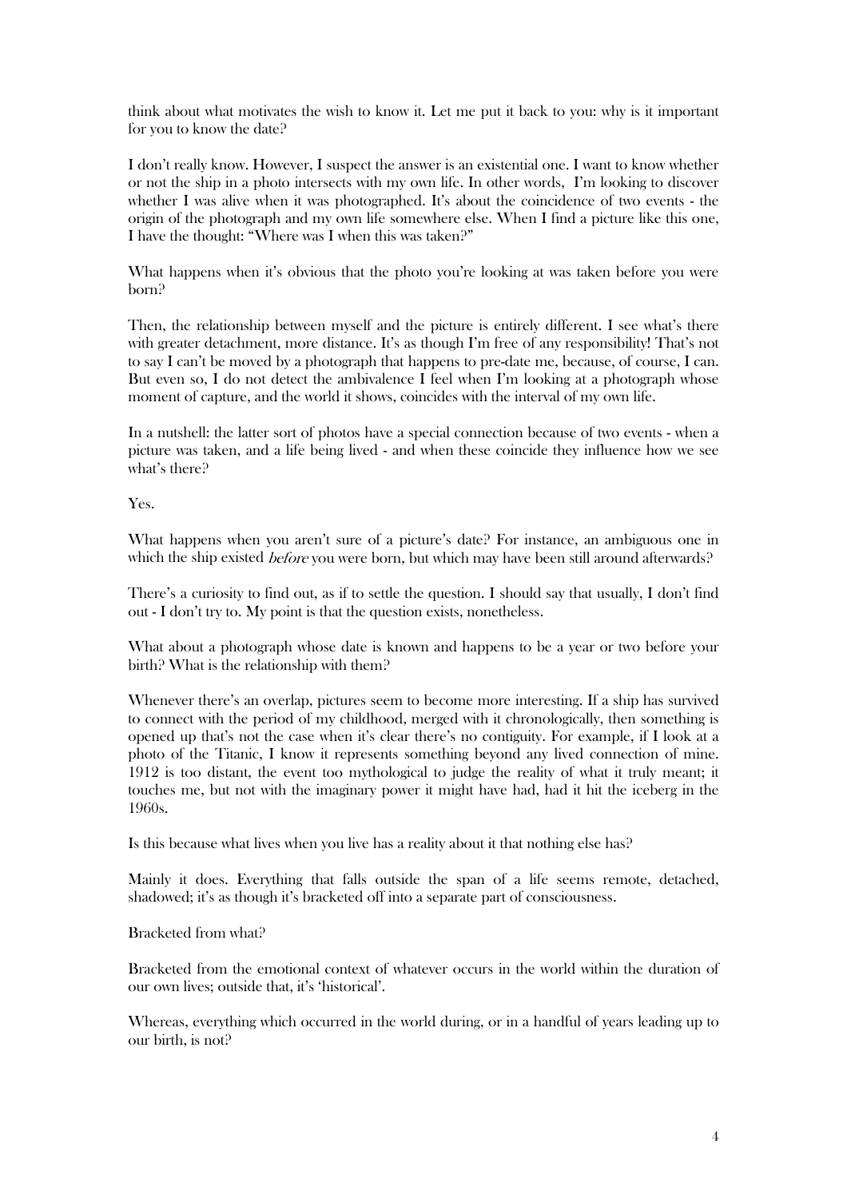think about what motivates the wish to know it. Let me put it back to you: why is it important for you to know the date?

I don't really know. However, I suspect the answer is an existential one. I want to know whether or not the ship in a photo intersects with my own life. In other words, I'm looking to discover whether I was alive when it was photographed. It's about the coincidence of two events - the origin of the photograph and my own life somewhere else. When I find a picture like this one, I have the thought: "Where was I when this was taken?"

What happens when it's obvious that the photo you're looking at was taken before you were born?

Then, the relationship between myself and the picture is entirely different. I see what's there with greater detachment, more distance. It's as though I'm free of any responsibility! That's not to say I can't be moved by a photograph that happens to pre-date me, because, of course, I can. But even so, I do not detect the ambivalence I feel when I'm looking at a photograph whose moment of capture, and the world it shows, coincides with the interval of my own life.

In a nutshell: the latter sort of photos have a special connection because of two events - when a picture was taken, and a life being lived - and when these coincide they influence how we see what's there?

Yes.

What happens when you aren't sure of a picture's date? For instance, an ambiguous one in which the ship existed *before* you were born, but which may have been still around afterwards?

There's a curiosity to find out, as if to settle the question. I should say that usually, I don't find out - I don't try to. My point is that the question exists, nonetheless.

What about a photograph whose date is known and happens to be a year or two before your birth? What is the relationship with them?

Whenever there's an overlap, pictures seem to become more interesting. If a ship has survived to connect with the period of my childhood, merged with it chronologically, then something is opened up that's not the case when it's clear there's no contiguity. For example, if I look at a photo of the Titanic, I know it represents something beyond any lived connection of mine. 1912 is too distant, the event too mythological to judge the reality of what it truly meant; it touches me, but not with the imaginary power it might have had, had it hit the iceberg in the 1960s.

Is this because what lives when you live has a reality about it that nothing else has?

Mainly it does. Everything that falls outside the span of a life seems remote, detached, shadowed; it's as though it's bracketed off into a separate part of consciousness.

Bracketed from what?

Bracketed from the emotional context of whatever occurs in the world within the duration of our own lives; outside that, it's 'historical'.

Whereas, everything which occurred in the world during, or in a handful of years leading up to our birth, is not?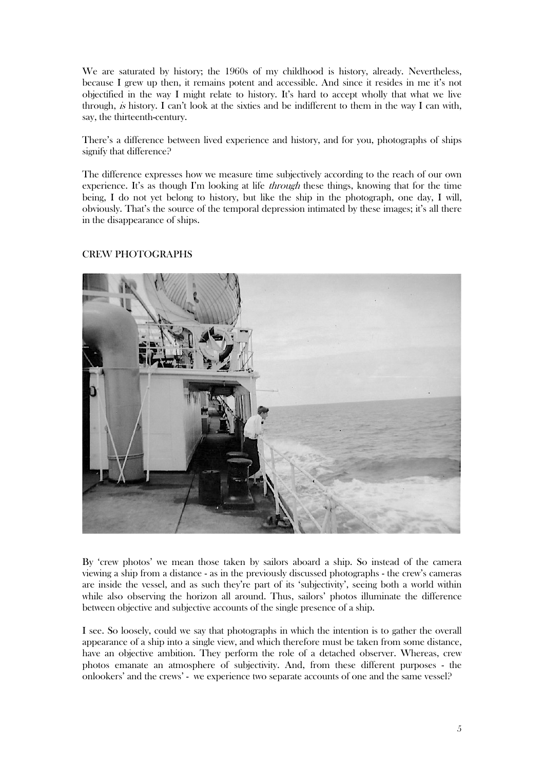We are saturated by history; the 1960s of my childhood is history, already. Nevertheless, because I grew up then, it remains potent and accessible. And since it resides in me it's not objectified in the way I might relate to history. It's hard to accept wholly that what we live through, *is* history. I can't look at the sixties and be indifferent to them in the way I can with, say, the thirteenth-century.

There's a difference between lived experience and history, and for you, photographs of ships signify that difference?

The difference expresses how we measure time subjectively according to the reach of our own experience. It's as though I'm looking at life *through* these things, knowing that for the time being, I do not yet belong to history, but like the ship in the photograph, one day, I will, obviously. That's the source of the temporal depression intimated by these images; it's all there in the disappearance of ships.

## CREW PHOTOGRAPHS

By 'crew photos' we mean those taken by sailors aboard a ship. So instead of the camera viewing a ship from a distance - as in the previously discussed photographs - the crew's cameras are inside the vessel, and as such they're part of its 'subjectivity', seeing both a world within while also observing the horizon all around. Thus, sailors' photos illuminate the difference between objective and subjective accounts of the single presence of a ship.

I see. So loosely, could we say that photographs in which the intention is to gather the overall appearance of a ship into a single view, and which therefore must be taken from some distance, have an objective ambition. They perform the role of a detached observer. Whereas, crew photos emanate an atmosphere of subjectivity. And, from these different purposes - the onlookers' and the crews' - we experience two separate accounts of one and the same vessel?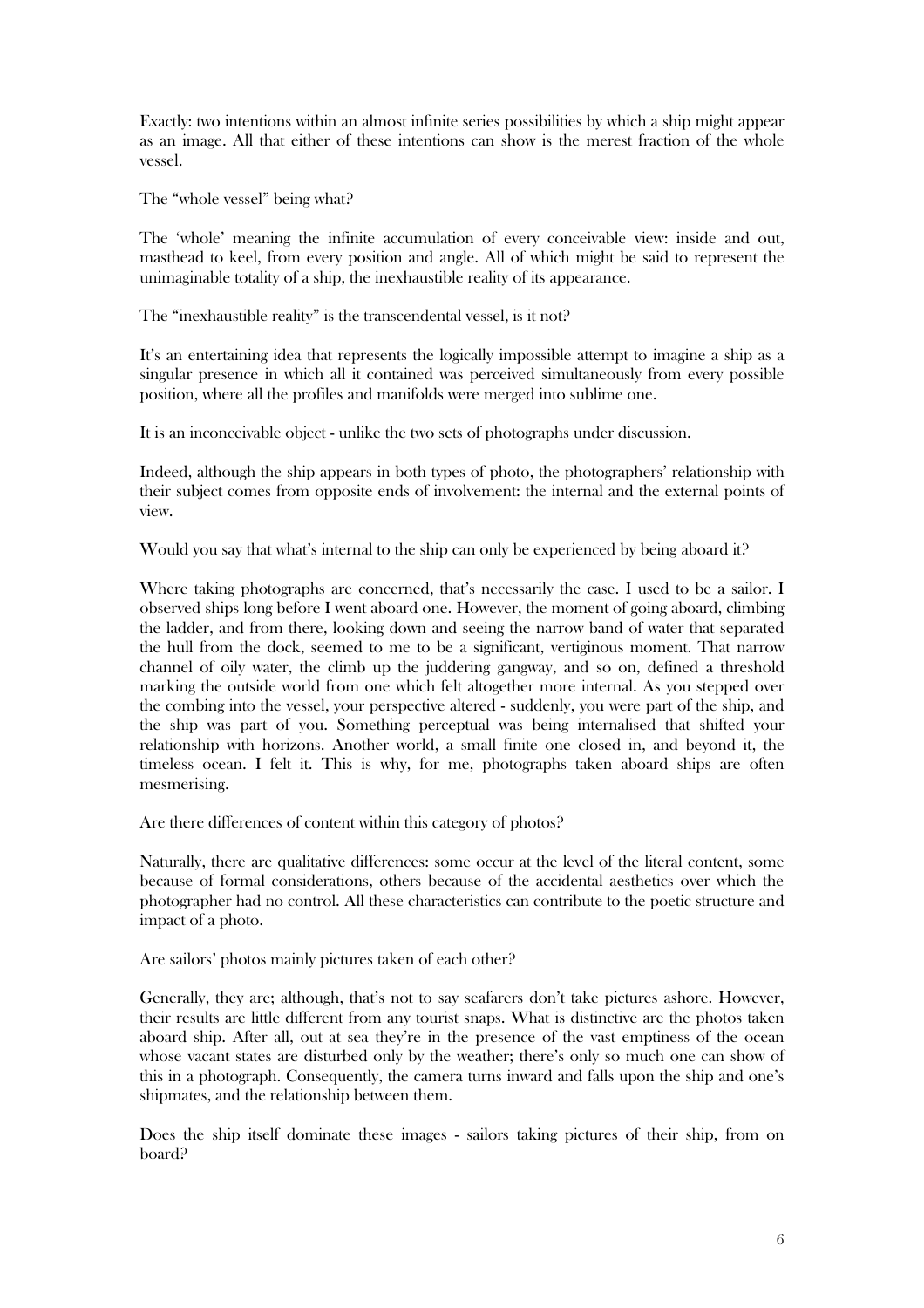Exactly: two intentions within an almost infinite series possibilities by which a ship might appear as an image. All that either of these intentions can show is the merest fraction of the whole vessel.

The "whole vessel" being what?

The 'whole' meaning the infinite accumulation of every conceivable view: inside and out, masthead to keel, from every position and angle. All of which might be said to represent the unimaginable totality of a ship, the inexhaustible reality of its appearance.

The "inexhaustible reality" is the transcendental vessel, is it not?

It's an entertaining idea that represents the logically impossible attempt to imagine a ship as a singular presence in which all it contained was perceived simultaneously from every possible position, where all the profiles and manifolds were merged into sublime one.

It is an inconceivable object - unlike the two sets of photographs under discussion.

Indeed, although the ship appears in both types of photo, the photographers' relationship with their subject comes from opposite ends of involvement: the internal and the external points of view.

Would you say that what's internal to the ship can only be experienced by being aboard it?

Where taking photographs are concerned, that's necessarily the case. I used to be a sailor. I observed ships long before I went aboard one. However, the moment of going aboard, climbing the ladder, and from there, looking down and seeing the narrow band of water that separated the hull from the dock, seemed to me to be a significant, vertiginous moment. That narrow channel of oily water, the climb up the juddering gangway, and so on, defined a threshold marking the outside world from one which felt altogether more internal. As you stepped over the combing into the vessel, your perspective altered - suddenly, you were part of the ship, and the ship was part of you. Something perceptual was being internalised that shifted your relationship with horizons. Another world, a small finite one closed in, and beyond it, the timeless ocean. I felt it. This is why, for me, photographs taken aboard ships are often mesmerising.

Are there differences of content within this category of photos?

Naturally, there are qualitative differences: some occur at the level of the literal content, some because of formal considerations, others because of the accidental aesthetics over which the photographer had no control. All these characteristics can contribute to the poetic structure and impact of a photo.

Are sailors' photos mainly pictures taken of each other?

Generally, they are; although, that's not to say seafarers don't take pictures ashore. However, their results are little different from any tourist snaps. What is distinctive are the photos taken aboard ship. After all, out at sea they're in the presence of the vast emptiness of the ocean whose vacant states are disturbed only by the weather; there's only so much one can show of this in a photograph. Consequently, the camera turns inward and falls upon the ship and one's shipmates, and the relationship between them.

Does the ship itself dominate these images - sailors taking pictures of their ship, from on board?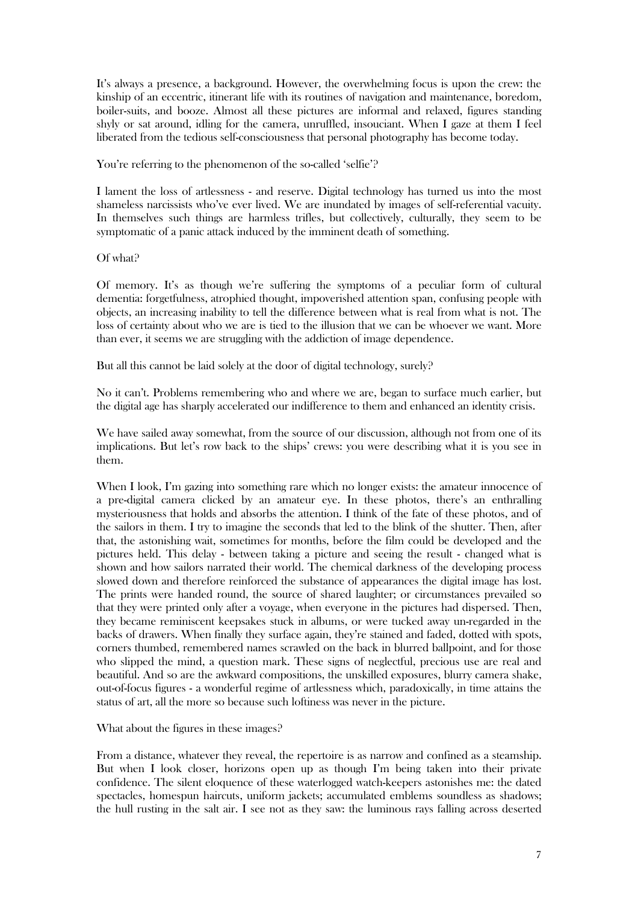It's always a presence, a background. However, the overwhelming focus is upon the crew: the kinship of an eccentric, itinerant life with its routines of navigation and maintenance, boredom, boiler-suits, and booze. Almost all these pictures are informal and relaxed, figures standing shyly or sat around, idling for the camera, unruffled, insouciant. When I gaze at them I feel liberated from the tedious self-consciousness that personal photography has become today.

You're referring to the phenomenon of the so-called 'selfie'?

I lament the loss of artlessness - and reserve. Digital technology has turned us into the most shameless narcissists who've ever lived. We are inundated by images of self-referential vacuity. In themselves such things are harmless trifles, but collectively, culturally, they seem to be symptomatic of a panic attack induced by the imminent death of something.

Of what?

Of memory. It's as though we're suffering the symptoms of a peculiar form of cultural dementia: forgetfulness, atrophied thought, impoverished attention span, confusing people with objects, an increasing inability to tell the difference between what is real from what is not. The loss of certainty about who we are is tied to the illusion that we can be whoever we want. More than ever, it seems we are struggling with the addiction of image dependence.

But all this cannot be laid solely at the door of digital technology, surely?

No it can't. Problems remembering who and where we are, began to surface much earlier, but the digital age has sharply accelerated our indifference to them and enhanced an identity crisis.

We have sailed away somewhat, from the source of our discussion, although not from one of its implications. But let's row back to the ships' crews: you were describing what it is you see in them.

When I look, I'm gazing into something rare which no longer exists: the amateur innocence of a pre-digital camera clicked by an amateur eye. In these photos, there's an enthralling mysteriousness that holds and absorbs the attention. I think of the fate of these photos, and of the sailors in them. I try to imagine the seconds that led to the blink of the shutter. Then, after that, the astonishing wait, sometimes for months, before the film could be developed and the pictures held. This delay - between taking a picture and seeing the result - changed what is shown and how sailors narrated their world. The chemical darkness of the developing process slowed down and therefore reinforced the substance of appearances the digital image has lost. The prints were handed round, the source of shared laughter; or circumstances prevailed so that they were printed only after a voyage, when everyone in the pictures had dispersed. Then, they became reminiscent keepsakes stuck in albums, or were tucked away un-regarded in the backs of drawers. When finally they surface again, they're stained and faded, dotted with spots, corners thumbed, remembered names scrawled on the back in blurred ballpoint, and for those who slipped the mind, a question mark. These signs of neglectful, precious use are real and beautiful. And so are the awkward compositions, the unskilled exposures, blurry camera shake, out-of-focus figures - a wonderful regime of artlessness which, paradoxically, in time attains the status of art, all the more so because such loftiness was never in the picture.

What about the figures in these images?

From a distance, whatever they reveal, the repertoire is as narrow and confined as a steamship. But when I look closer, horizons open up as though I'm being taken into their private confidence. The silent eloquence of these waterlogged watch-keepers astonishes me: the dated spectacles, homespun haircuts, uniform jackets; accumulated emblems soundless as shadows; the hull rusting in the salt air. I see not as they saw: the luminous rays falling across deserted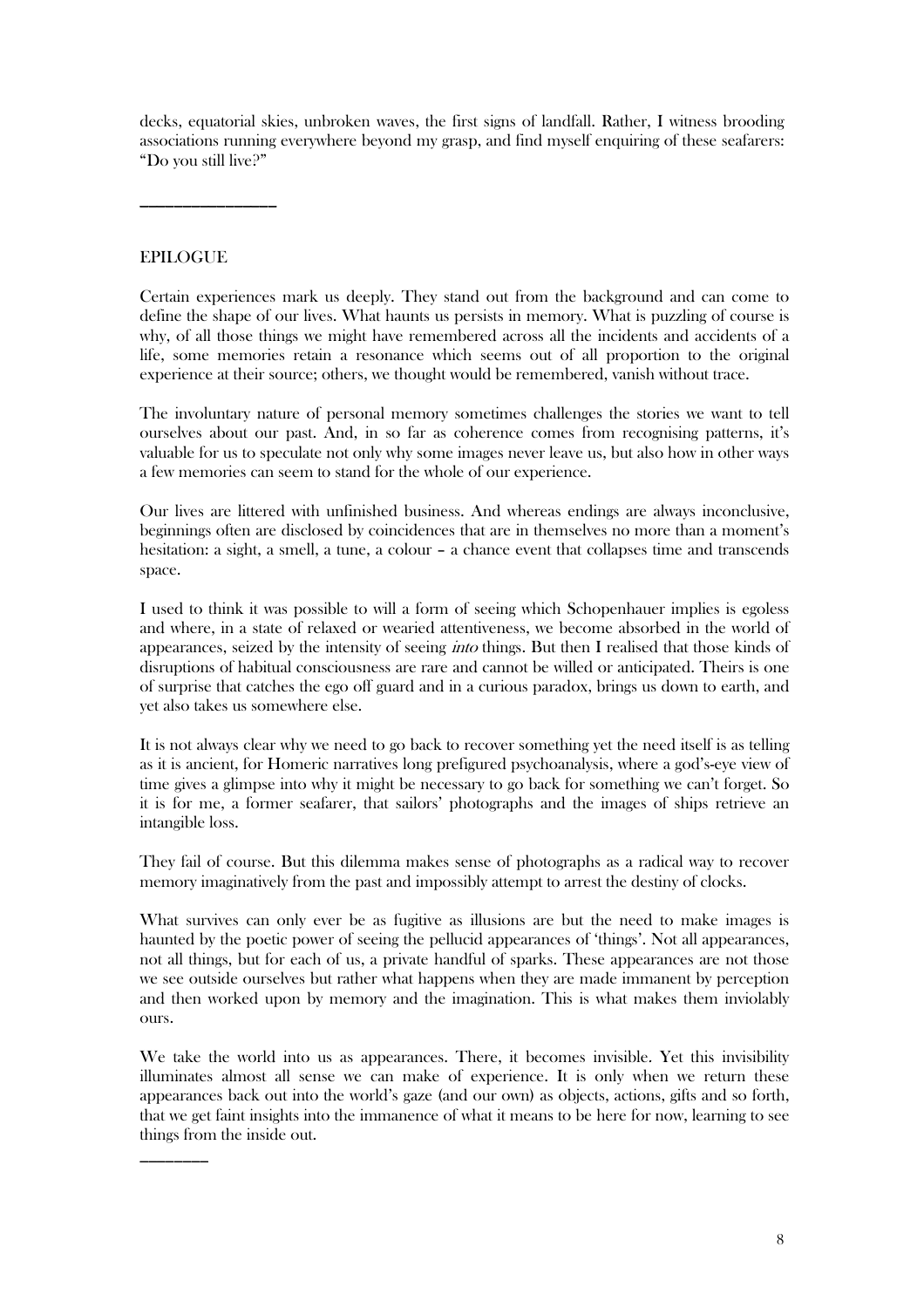decks, equatorial skies, unbroken waves, the first signs of landfall. Rather, I witness brooding associations running everywhere beyond my grasp, and find myself enquiring of these seafarers: "Do you still live?"

---

## EPILOGUE

Certain experiences mark us deeply. They stand out from the background and can come to define the shape of our lives. What haunts us persists in memory. What is puzzling of course is why, of all those things we might have remembered across all the incidents and accidents of a life, some memories retain a resonance which seems out of all proportion to the original experience at their source; others, we thought would be remembered, vanish without trace.

The involuntary nature of personal memory sometimes challenges the stories we want to tell ourselves about our past. And, in so far as coherence comes from recognising patterns, it's valuable for us to speculate not only why some images never leave us, but also how in other ways a few memories can seem to stand for the whole of our experience.

Our lives are littered with unfinished business. And whereas endings are always inconclusive, beginnings often are disclosed by coincidences that are in themselves no more than a moment's hesitation: a sight, a smell, a tune, a colour – a chance event that collapses time and transcends space.

I used to think it was possible to will a form of seeing which Schopenhauer implies is egoless and where, in a state of relaxed or wearied attentiveness, we become absorbed in the world of appearances, seized by the intensity of seeing *into* things. But then I realised that those kinds of disruptions of habitual consciousness are rare and cannot be willed or anticipated. Theirs is one of surprise that catches the ego off guard and in a curious paradox, brings us down to earth, and yet also takes us somewhere else.

It is not always clear why we need to go back to recover something yet the need itself is as telling as it is ancient, for Homeric narratives long prefigured psychoanalysis, where a god's-eye view of time gives a glimpse into why it might be necessary to go back for something we can't forget. So it is for me, a former seafarer, that sailors' photographs and the images of ships retrieve an intangible loss.

They fail of course. But this dilemma makes sense of photographs as a radical way to recover memory imaginatively from the past and impossibly attempt to arrest the destiny of clocks.

What survives can only ever be as fugitive as illusions are but the need to make images is haunted by the poetic power of seeing the pellucid appearances of 'things'. Not all appearances, not all things, but for each of us, a private handful of sparks. These appearances are not those we see outside ourselves but rather what happens when they are made immanent by perception and then worked upon by memory and the imagination. This is what makes them inviolably ours.

We take the world into us as appearances. There, it becomes invisible. Yet this invisibility illuminates almost all sense we can make of experience. It is only when we return these appearances back out into the world's gaze (and our own) as objects, actions, gifts and so forth, that we get faint insights into the immanence of what it means to be here for now, learning to see things from the inside out.

---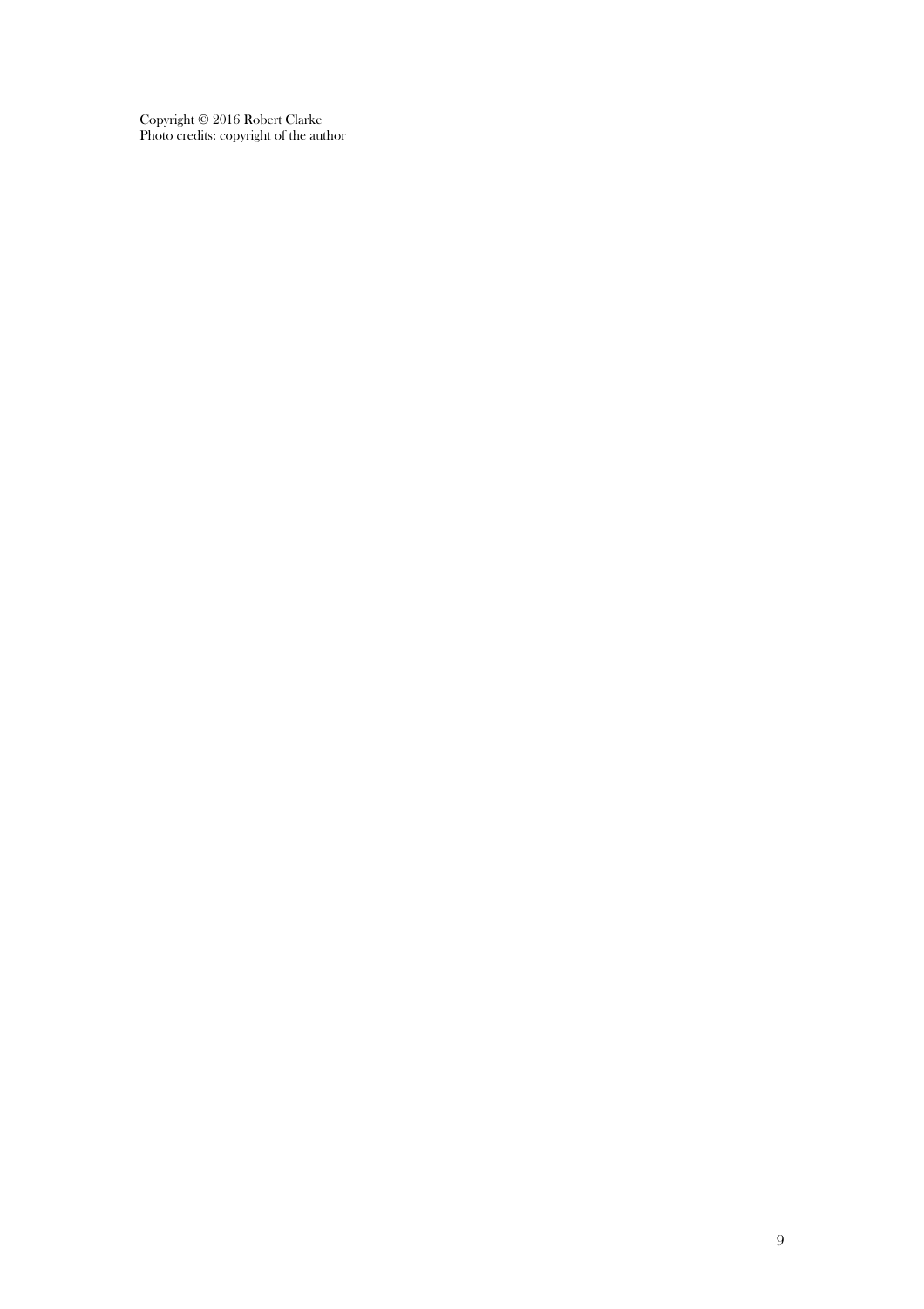Copyright © 2016 Robert Clarke
Photo credits: copyright of the author